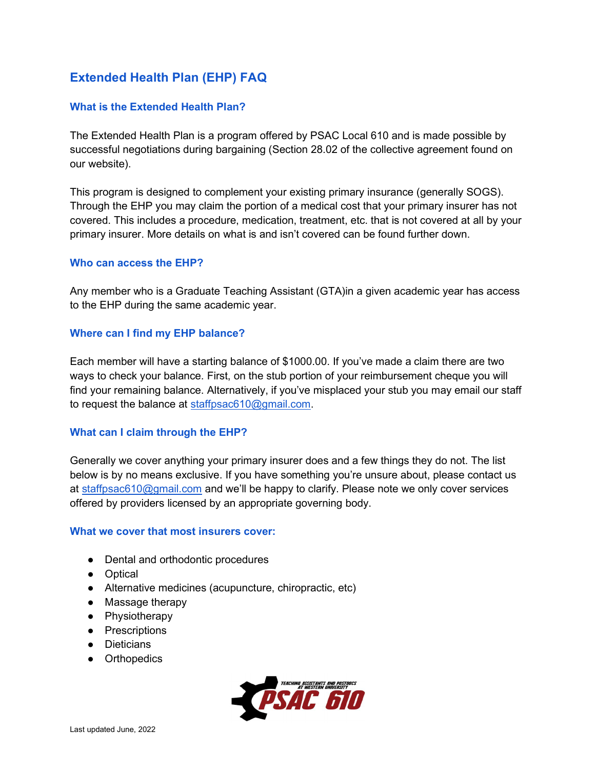# Extended Health Plan (EHP) FAQ

## What is the Extended Health Plan?

The Extended Health Plan is a program offered by PSAC Local 610 and is made possible by successful negotiations during bargaining (Section 28.02 of the collective agreement found on our website).

This program is designed to complement your existing primary insurance (generally SOGS). Through the EHP you may claim the portion of a medical cost that your primary insurer has not covered. This includes a procedure, medication, treatment, etc. that is not covered at all by your primary insurer. More details on what is and isn't covered can be found further down.

## Who can access the EHP?

Any member who is a Graduate Teaching Assistant (GTA)in a given academic year has access to the EHP during the same academic year.

## Where can I find my EHP balance?

Each member will have a starting balance of $1000.00. If you've made a claim there are two ways to check your balance. First, on the stub portion of your reimbursement cheque you will find your remaining balance. Alternatively, if you've misplaced your stub you may email our staff to request the balance at staffpsac610@gmail.com.

## What can I claim through the EHP?

Generally we cover anything your primary insurer does and a few things they do not. The list below is by no means exclusive. If you have something you're unsure about, please contact us at staffpsac610@gmail.com and we'll be happy to clarify. Please note we only cover services offered by providers licensed by an appropriate governing body.

## What we cover that most insurers cover:

- Dental and orthodontic procedures
- Optical
- Alternative medicines (acupuncture, chiropractic, etc)
- Massage therapy
- Physiotherapy
- Prescriptions
- Dieticians
- Orthopedics

Last updated June, 2022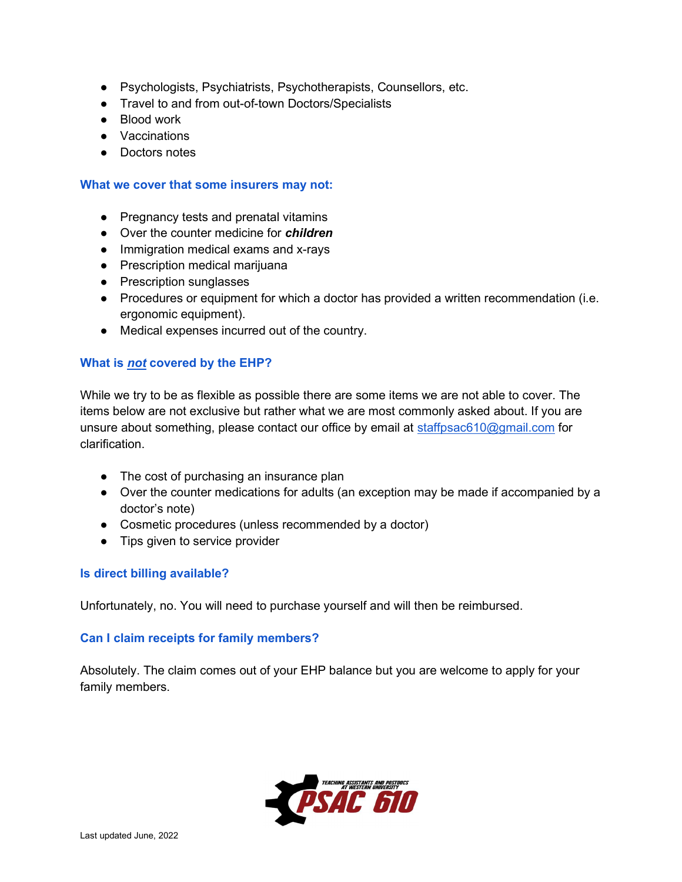- Psychologists, Psychiatrists, Psychotherapists, Counsellors, etc.
- Travel to and from out-of-town Doctors/Specialists
- Blood work
- Vaccinations
- Doctors notes

### What we cover that some insurers may not:

- Pregnancy tests and prenatal vitamins
- Over the counter medicine for ***children***
- Immigration medical exams and x-rays
- Prescription medical marijuana
- Prescription sunglasses
- Procedures or equipment for which a doctor has provided a written recommendation (i.e. ergonomic equipment).
- Medical expenses incurred out of the country.

### What is *not* covered by the EHP?

While we try to be as flexible as possible there are some items we are not able to cover. The items below are not exclusive but rather what we are most commonly asked about. If you are unsure about something, please contact our office by email at staffpsac610@gmail.com for clarification.

- The cost of purchasing an insurance plan
- Over the counter medications for adults (an exception may be made if accompanied by a doctor's note)
- Cosmetic procedures (unless recommended by a doctor)
- Tips given to service provider

### Is direct billing available?

Unfortunately, no. You will need to purchase yourself and will then be reimbursed.

### Can I claim receipts for family members?

Absolutely. The claim comes out of your EHP balance but you are welcome to apply for your family members.

TEACHING ASSISTANTS AND POSTDOCS AT WESTERN UNIVERSITY PSAC 610

Last updated June, 2022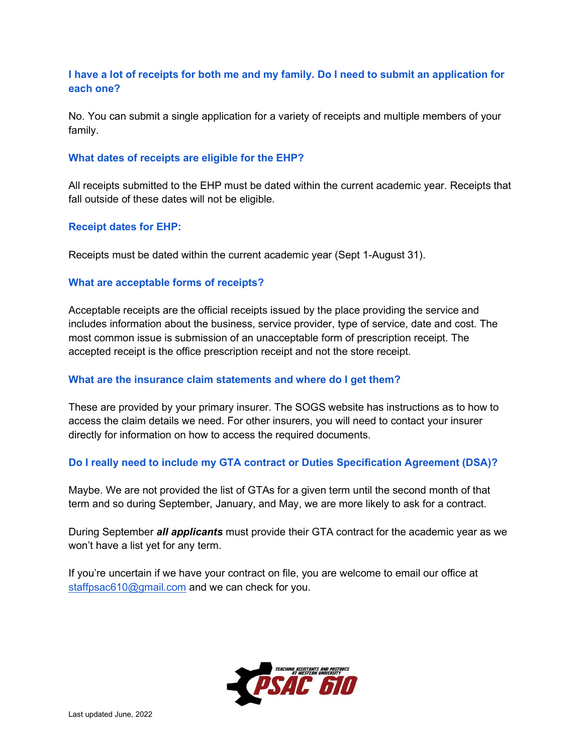### I have a lot of receipts for both me and my family. Do I need to submit an application for each one?

No. You can submit a single application for a variety of receipts and multiple members of your family.

### What dates of receipts are eligible for the EHP?

All receipts submitted to the EHP must be dated within the current academic year. Receipts that fall outside of these dates will not be eligible.

### Receipt dates for EHP:

Receipts must be dated within the current academic year (Sept 1-August 31).

### What are acceptable forms of receipts?

Acceptable receipts are the official receipts issued by the place providing the service and includes information about the business, service provider, type of service, date and cost. The most common issue is submission of an unacceptable form of prescription receipt. The accepted receipt is the office prescription receipt and not the store receipt.

### What are the insurance claim statements and where do I get them?

These are provided by your primary insurer. The SOGS website has instructions as to how to access the claim details we need. For other insurers, you will need to contact your insurer directly for information on how to access the required documents.

### Do I really need to include my GTA contract or Duties Specification Agreement (DSA)?

Maybe. We are not provided the list of GTAs for a given term until the second month of that term and so during September, January, and May, we are more likely to ask for a contract.

During September ***all applicants*** must provide their GTA contract for the academic year as we won't have a list yet for any term.

If you're uncertain if we have your contract on file, you are welcome to email our office at staffpsac610@gmail.com and we can check for you.

Last updated June, 2022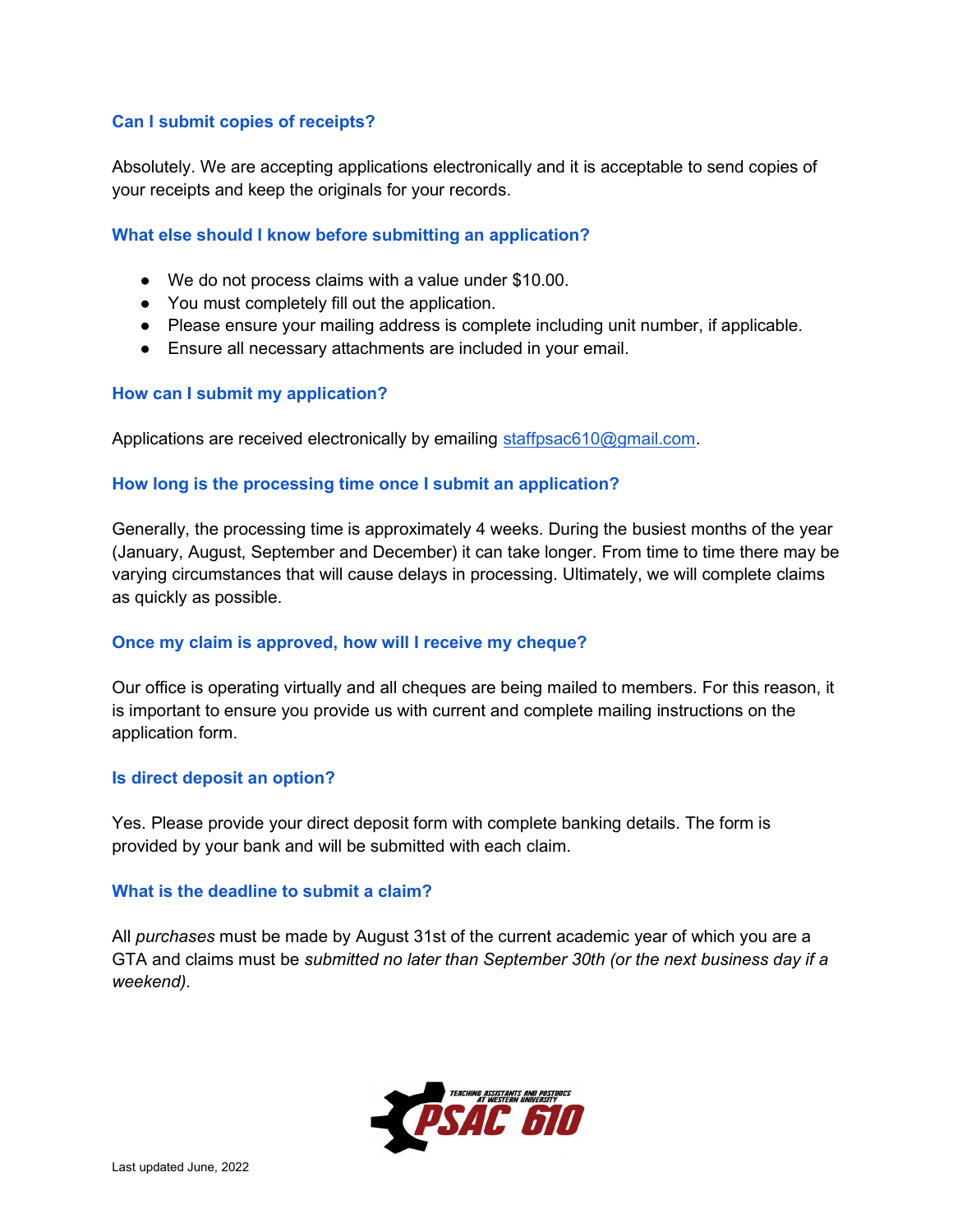### Can I submit copies of receipts?

Absolutely. We are accepting applications electronically and it is acceptable to send copies of your receipts and keep the originals for your records.

### What else should I know before submitting an application?

- We do not process claims with a value under $10.00.
- You must completely fill out the application.
- Please ensure your mailing address is complete including unit number, if applicable.
- Ensure all necessary attachments are included in your email.

### How can I submit my application?

Applications are received electronically by emailing staffpsac610@gmail.com.

### How long is the processing time once I submit an application?

Generally, the processing time is approximately 4 weeks. During the busiest months of the year (January, August, September and December) it can take longer. From time to time there may be varying circumstances that will cause delays in processing. Ultimately, we will complete claims as quickly as possible.

### Once my claim is approved, how will I receive my cheque?

Our office is operating virtually and all cheques are being mailed to members. For this reason, it is important to ensure you provide us with current and complete mailing instructions on the application form.

### Is direct deposit an option?

Yes. Please provide your direct deposit form with complete banking details. The form is provided by your bank and will be submitted with each claim.

### What is the deadline to submit a claim?

All *purchases* must be made by August 31st of the current academic year of which you are a GTA and claims must be *submitted no later than September 30th (or the next business day if a weekend)*.

TEACHING ASSISTANTS AND POSTDOCS AT WESTERN UNIVERSITY PSAC 610

Last updated June, 2022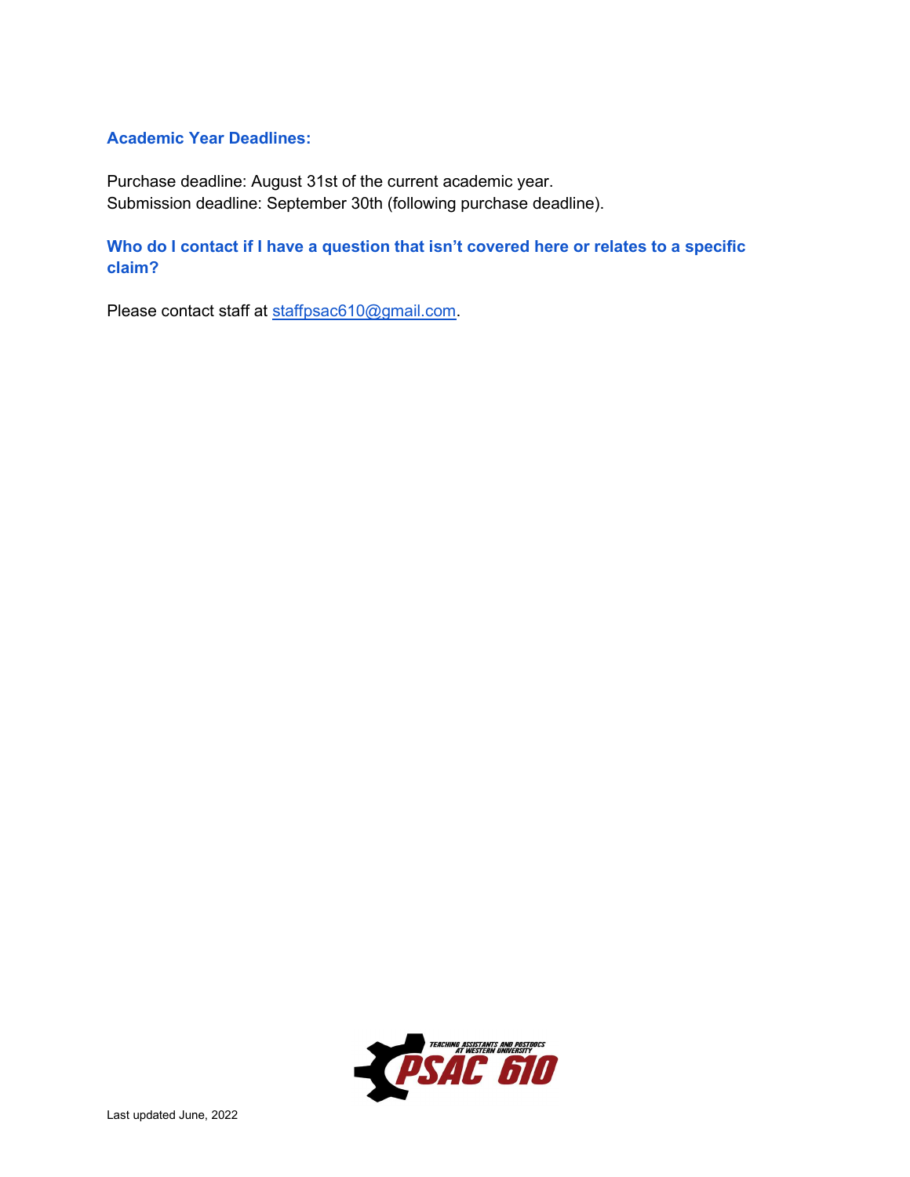### Academic Year Deadlines:

Purchase deadline: August 31st of the current academic year.
Submission deadline: September 30th (following purchase deadline).

### Who do I contact if I have a question that isn't covered here or relates to a specific claim?

Please contact staff at staffpsac610@gmail.com.

Last updated June, 2022